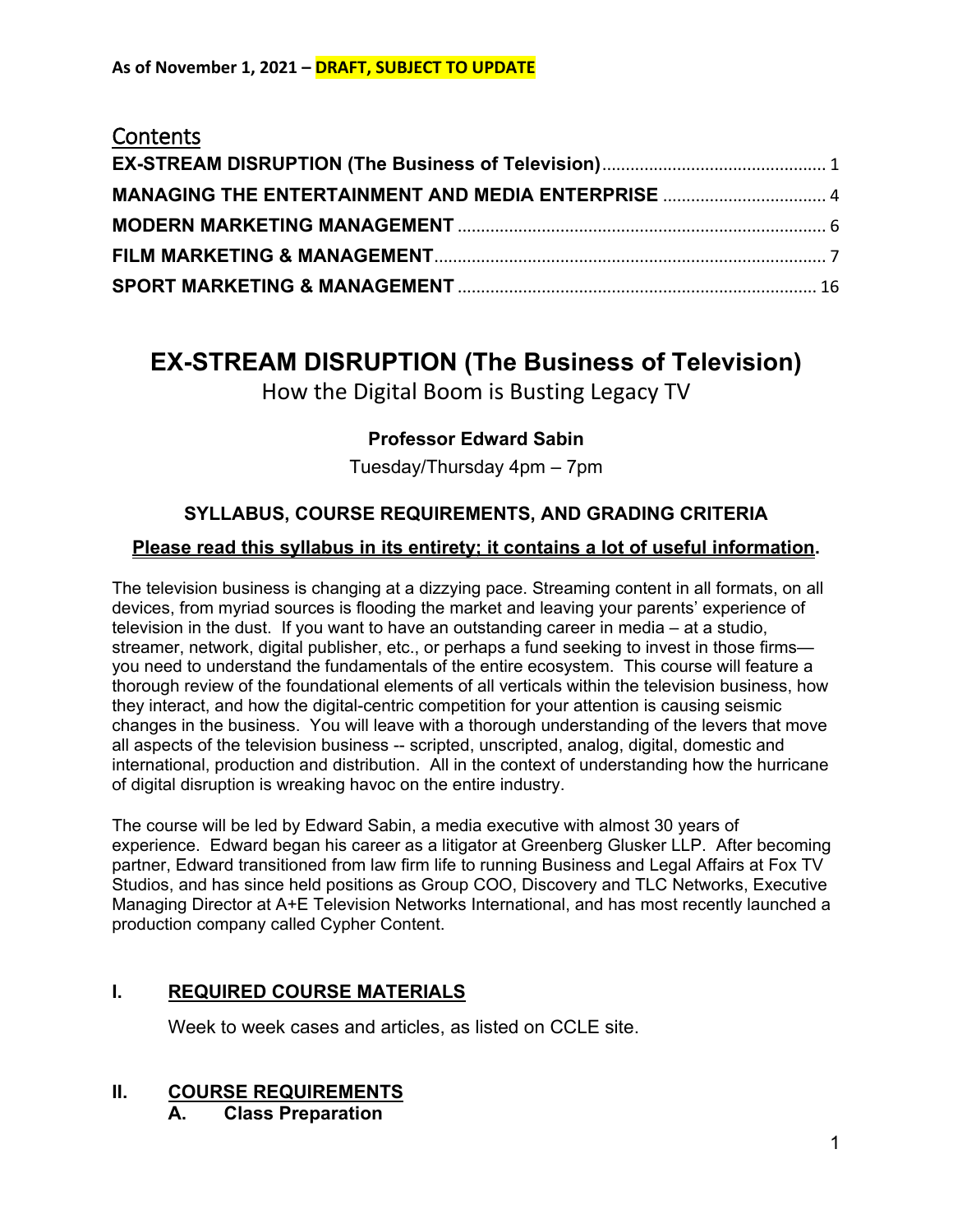**As of November 1, 2021 – DRAFT, SUBJECT TO UPDATE**

## Contents

**EX-STREAM DISRUPTION (The Business of Television)** ........ 1
**MANAGING THE ENTERTAINMENT AND MEDIA ENTERPRISE** ........ 4
**MODERN MARKETING MANAGEMENT** ........ 6
**FILM MARKETING & MANAGEMENT** ........ 7
**SPORT MARKETING & MANAGEMENT** ........ 16

# EX-STREAM DISRUPTION (The Business of Television)

How the Digital Boom is Busting Legacy TV

**Professor Edward Sabin**

Tuesday/Thursday 4pm – 7pm

### SYLLABUS, COURSE REQUIREMENTS, AND GRADING CRITERIA

**Please read this syllabus in its entirety; it contains a lot of useful information.**

The television business is changing at a dizzying pace. Streaming content in all formats, on all devices, from myriad sources is flooding the market and leaving your parents' experience of television in the dust. If you want to have an outstanding career in media – at a studio, streamer, network, digital publisher, etc., or perhaps a fund seeking to invest in those firms— you need to understand the fundamentals of the entire ecosystem. This course will feature a thorough review of the foundational elements of all verticals within the television business, how they interact, and how the digital-centric competition for your attention is causing seismic changes in the business. You will leave with a thorough understanding of the levers that move all aspects of the television business -- scripted, unscripted, analog, digital, domestic and international, production and distribution. All in the context of understanding how the hurricane of digital disruption is wreaking havoc on the entire industry.

The course will be led by Edward Sabin, a media executive with almost 30 years of experience. Edward began his career as a litigator at Greenberg Glusker LLP. After becoming partner, Edward transitioned from law firm life to running Business and Legal Affairs at Fox TV Studios, and has since held positions as Group COO, Discovery and TLC Networks, Executive Managing Director at A+E Television Networks International, and has most recently launched a production company called Cypher Content.

## I. REQUIRED COURSE MATERIALS

Week to week cases and articles, as listed on CCLE site.

## II. COURSE REQUIREMENTS

### A. Class Preparation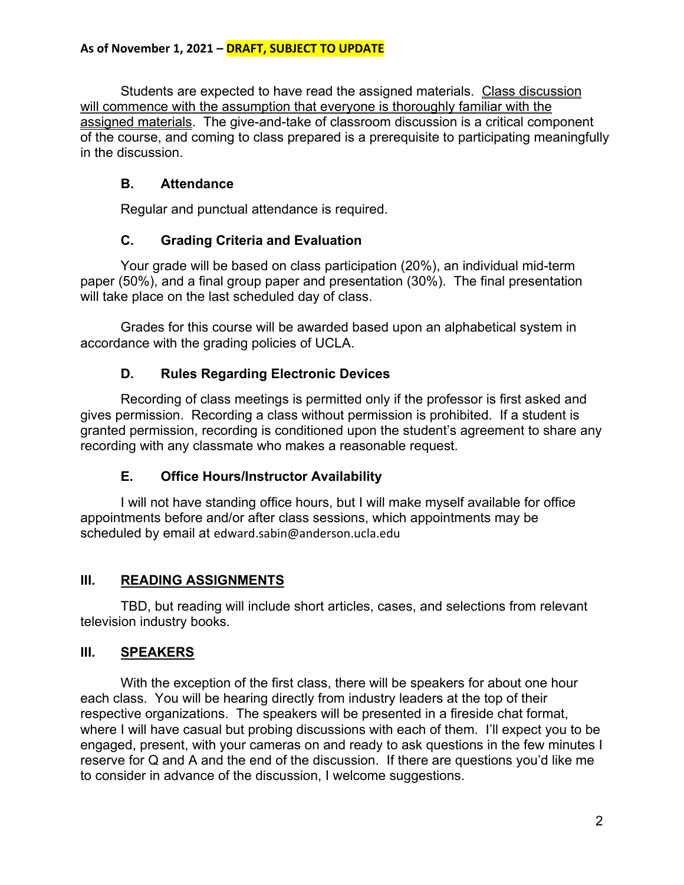Students are expected to have read the assigned materials. <u>Class discussion will commence with the assumption that everyone is thoroughly familiar with the assigned materials</u>. The give-and-take of classroom discussion is a critical component of the course, and coming to class prepared is a prerequisite to participating meaningfully in the discussion.

### B. Attendance

Regular and punctual attendance is required.

### C. Grading Criteria and Evaluation

Your grade will be based on class participation (20%), an individual mid-term paper (50%), and a final group paper and presentation (30%). The final presentation will take place on the last scheduled day of class.

Grades for this course will be awarded based upon an alphabetical system in accordance with the grading policies of UCLA.

### D. Rules Regarding Electronic Devices

Recording of class meetings is permitted only if the professor is first asked and gives permission. Recording a class without permission is prohibited. If a student is granted permission, recording is conditioned upon the student's agreement to share any recording with any classmate who makes a reasonable request.

### E. Office Hours/Instructor Availability

I will not have standing office hours, but I will make myself available for office appointments before and/or after class sessions, which appointments may be scheduled by email at edward.sabin@anderson.ucla.edu

## III. <u>READING ASSIGNMENTS</u>

TBD, but reading will include short articles, cases, and selections from relevant television industry books.

## III. <u>SPEAKERS</u>

With the exception of the first class, there will be speakers for about one hour each class. You will be hearing directly from industry leaders at the top of their respective organizations. The speakers will be presented in a fireside chat format, where I will have casual but probing discussions with each of them. I'll expect you to be engaged, present, with your cameras on and ready to ask questions in the few minutes I reserve for Q and A and the end of the discussion. If there are questions you'd like me to consider in advance of the discussion, I welcome suggestions.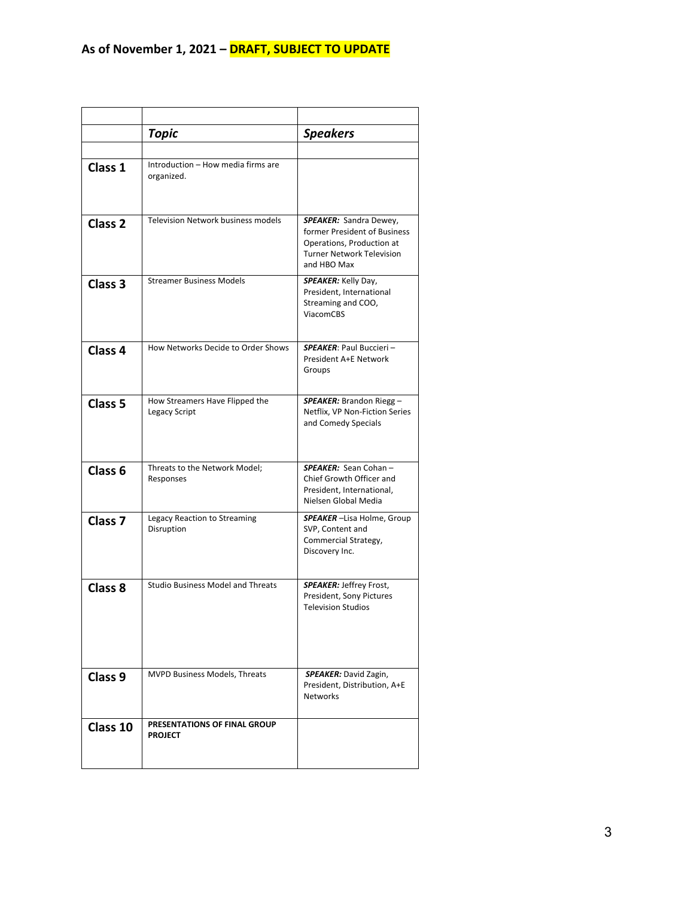**As of November 1, 2021 – DRAFT, SUBJECT TO UPDATE**

| | *Topic* | *Speakers* |
|---|---|---|
| **Class 1** | Introduction – How media firms are organized. | |
| **Class 2** | Television Network business models | ***SPEAKER:*** Sandra Dewey, former President of Business Operations, Production at Turner Network Television and HBO Max |
| **Class 3** | Streamer Business Models | ***SPEAKER:*** Kelly Day, President, International Streaming and COO, ViacomCBS |
| **Class 4** | How Networks Decide to Order Shows | ***SPEAKER***: Paul Buccieri – President A+E Network Groups |
| **Class 5** | How Streamers Have Flipped the Legacy Script | ***SPEAKER:*** Brandon Riegg – Netflix, VP Non-Fiction Series and Comedy Specials |
| **Class 6** | Threats to the Network Model; Responses | ***SPEAKER:*** Sean Cohan – Chief Growth Officer and President, International, Nielsen Global Media |
| **Class 7** | Legacy Reaction to Streaming Disruption | ***SPEAKER*** –Lisa Holme, Group SVP, Content and Commercial Strategy, Discovery Inc. |
| **Class 8** | Studio Business Model and Threats | ***SPEAKER:*** Jeffrey Frost, President, Sony Pictures Television Studios |
| **Class 9** | MVPD Business Models, Threats | ***SPEAKER:*** David Zagin, President, Distribution, A+E Networks |
| **Class 10** | **PRESENTATIONS OF FINAL GROUP PROJECT** | |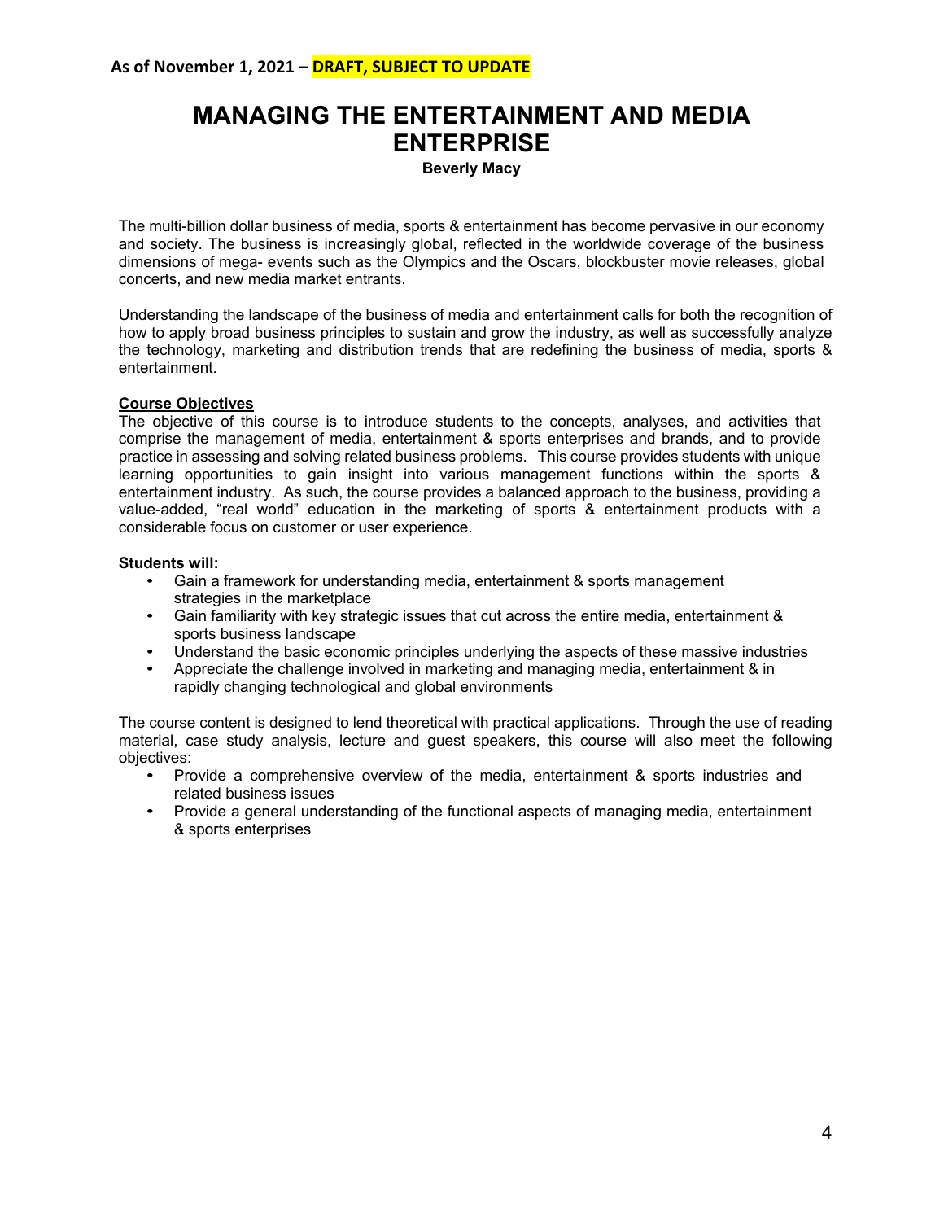As of November 1, 2021 – **DRAFT, SUBJECT TO UPDATE**

# MANAGING THE ENTERTAINMENT AND MEDIA ENTERPRISE

**Beverly Macy**

The multi-billion dollar business of media, sports & entertainment has become pervasive in our economy and society. The business is increasingly global, reflected in the worldwide coverage of the business dimensions of mega- events such as the Olympics and the Oscars, blockbuster movie releases, global concerts, and new media market entrants.

Understanding the landscape of the business of media and entertainment calls for both the recognition of how to apply broad business principles to sustain and grow the industry, as well as successfully analyze the technology, marketing and distribution trends that are redefining the business of media, sports & entertainment.

**Course Objectives**

The objective of this course is to introduce students to the concepts, analyses, and activities that comprise the management of media, entertainment & sports enterprises and brands, and to provide practice in assessing and solving related business problems. This course provides students with unique learning opportunities to gain insight into various management functions within the sports & entertainment industry. As such, the course provides a balanced approach to the business, providing a value-added, "real world" education in the marketing of sports & entertainment products with a considerable focus on customer or user experience.

**Students will:**

- Gain a framework for understanding media, entertainment & sports management strategies in the marketplace
- Gain familiarity with key strategic issues that cut across the entire media, entertainment & sports business landscape
- Understand the basic economic principles underlying the aspects of these massive industries
- Appreciate the challenge involved in marketing and managing media, entertainment & in rapidly changing technological and global environments

The course content is designed to lend theoretical with practical applications. Through the use of reading material, case study analysis, lecture and guest speakers, this course will also meet the following objectives:

- Provide a comprehensive overview of the media, entertainment & sports industries and related business issues
- Provide a general understanding of the functional aspects of managing media, entertainment & sports enterprises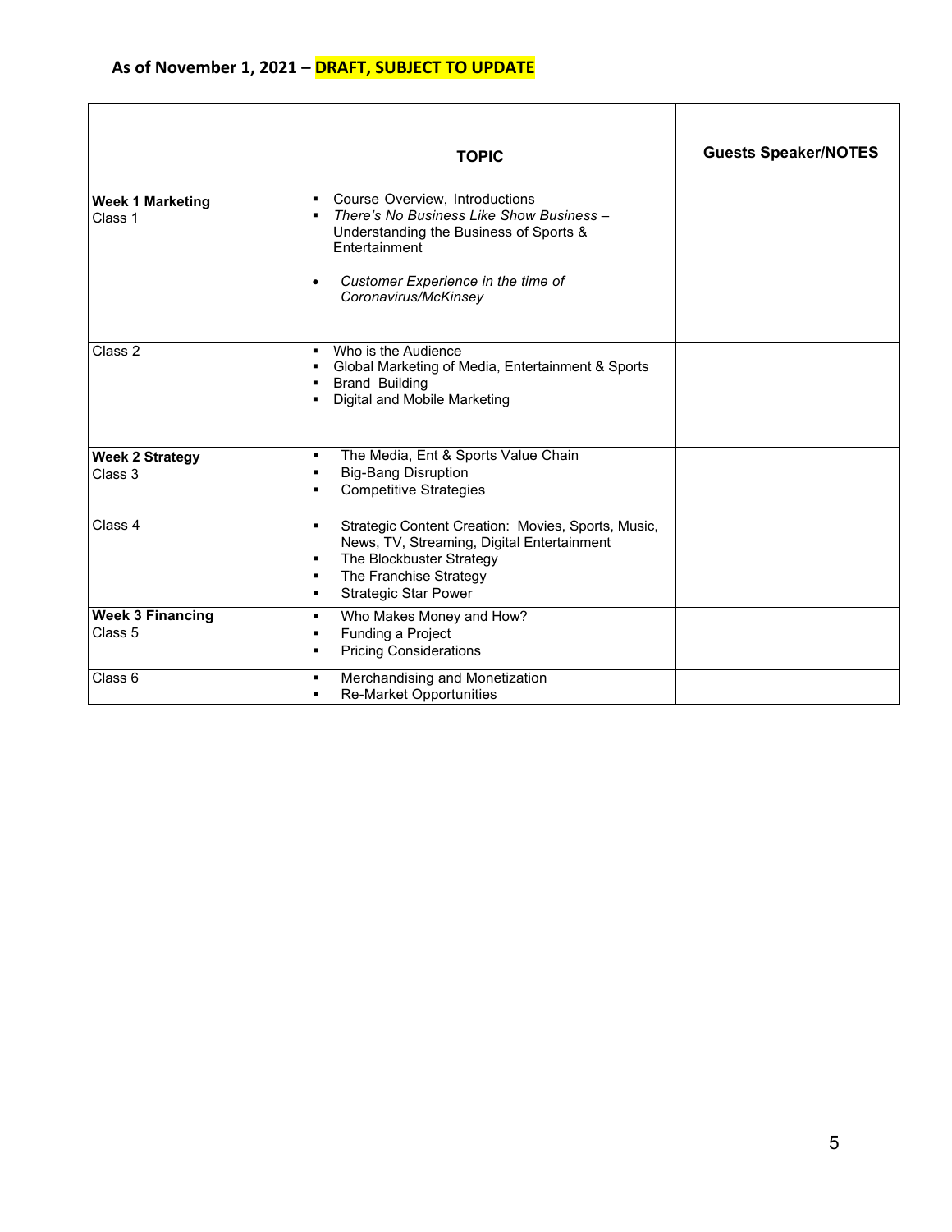**As of November 1, 2021 – DRAFT, SUBJECT TO UPDATE**

| | TOPIC | Guests Speaker/NOTES |
|---|---|---|
| **Week 1 Marketing**<br>Class 1 | ▪ Course Overview, Introductions<br>▪ *There's No Business Like Show Business* – Understanding the Business of Sports & Entertainment<br>• *Customer Experience in the time of Coronavirus/McKinsey* | |
| Class 2 | ▪ Who is the Audience<br>▪ Global Marketing of Media, Entertainment & Sports<br>▪ Brand Building<br>▪ Digital and Mobile Marketing | |
| **Week 2 Strategy**<br>Class 3 | ▪ The Media, Ent & Sports Value Chain<br>▪ Big-Bang Disruption<br>▪ Competitive Strategies | |
| Class 4 | ▪ Strategic Content Creation: Movies, Sports, Music, News, TV, Streaming, Digital Entertainment<br>▪ The Blockbuster Strategy<br>▪ The Franchise Strategy<br>▪ Strategic Star Power | |
| **Week 3 Financing**<br>Class 5 | ▪ Who Makes Money and How?<br>▪ Funding a Project<br>▪ Pricing Considerations | |
| Class 6 | ▪ Merchandising and Monetization<br>▪ Re-Market Opportunities | |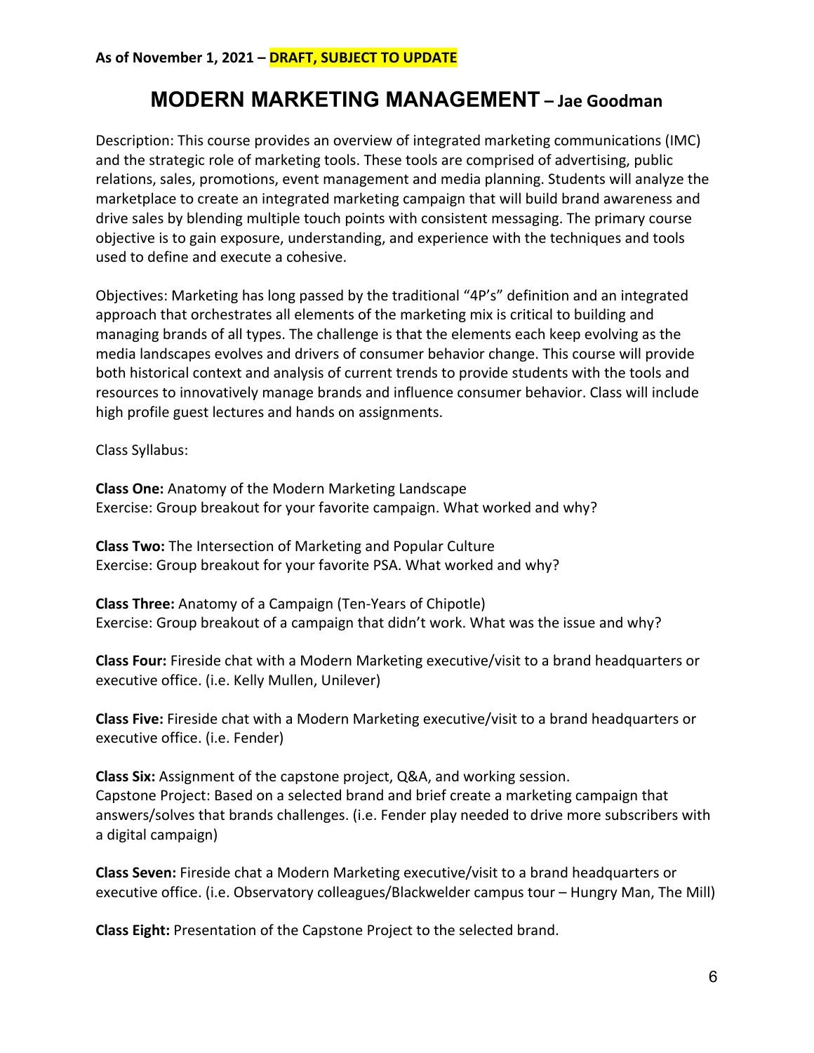**As of November 1, 2021 – DRAFT, SUBJECT TO UPDATE**

# MODERN MARKETING MANAGEMENT – Jae Goodman

Description: This course provides an overview of integrated marketing communications (IMC) and the strategic role of marketing tools. These tools are comprised of advertising, public relations, sales, promotions, event management and media planning. Students will analyze the marketplace to create an integrated marketing campaign that will build brand awareness and drive sales by blending multiple touch points with consistent messaging. The primary course objective is to gain exposure, understanding, and experience with the techniques and tools used to define and execute a cohesive.

Objectives: Marketing has long passed by the traditional "4P's" definition and an integrated approach that orchestrates all elements of the marketing mix is critical to building and managing brands of all types. The challenge is that the elements each keep evolving as the media landscapes evolves and drivers of consumer behavior change. This course will provide both historical context and analysis of current trends to provide students with the tools and resources to innovatively manage brands and influence consumer behavior. Class will include high profile guest lectures and hands on assignments.

Class Syllabus:

**Class One:** Anatomy of the Modern Marketing Landscape
Exercise: Group breakout for your favorite campaign. What worked and why?

**Class Two:** The Intersection of Marketing and Popular Culture
Exercise: Group breakout for your favorite PSA. What worked and why?

**Class Three:** Anatomy of a Campaign (Ten-Years of Chipotle)
Exercise: Group breakout of a campaign that didn't work. What was the issue and why?

**Class Four:** Fireside chat with a Modern Marketing executive/visit to a brand headquarters or executive office. (i.e. Kelly Mullen, Unilever)

**Class Five:** Fireside chat with a Modern Marketing executive/visit to a brand headquarters or executive office. (i.e. Fender)

**Class Six:** Assignment of the capstone project, Q&A, and working session.
Capstone Project: Based on a selected brand and brief create a marketing campaign that answers/solves that brands challenges. (i.e. Fender play needed to drive more subscribers with a digital campaign)

**Class Seven:** Fireside chat a Modern Marketing executive/visit to a brand headquarters or executive office. (i.e. Observatory colleagues/Blackwelder campus tour – Hungry Man, The Mill)

**Class Eight:** Presentation of the Capstone Project to the selected brand.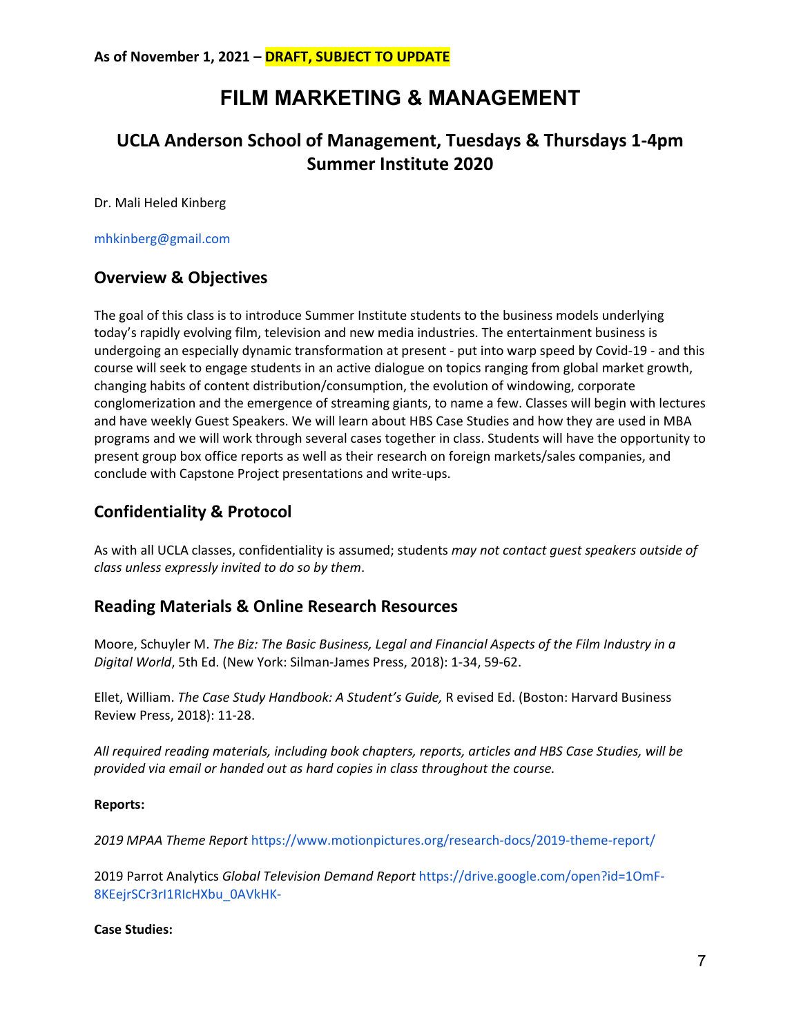**As of November 1, 2021 – DRAFT, SUBJECT TO UPDATE**

# FILM MARKETING & MANAGEMENT

## UCLA Anderson School of Management, Tuesdays & Thursdays 1-4pm Summer Institute 2020

Dr. Mali Heled Kinberg

mhkinberg@gmail.com

## Overview & Objectives

The goal of this class is to introduce Summer Institute students to the business models underlying today's rapidly evolving film, television and new media industries. The entertainment business is undergoing an especially dynamic transformation at present - put into warp speed by Covid-19 - and this course will seek to engage students in an active dialogue on topics ranging from global market growth, changing habits of content distribution/consumption, the evolution of windowing, corporate conglomerization and the emergence of streaming giants, to name a few. Classes will begin with lectures and have weekly Guest Speakers. We will learn about HBS Case Studies and how they are used in MBA programs and we will work through several cases together in class. Students will have the opportunity to present group box office reports as well as their research on foreign markets/sales companies, and conclude with Capstone Project presentations and write-ups.

## Confidentiality & Protocol

As with all UCLA classes, confidentiality is assumed; students *may not contact guest speakers outside of class unless expressly invited to do so by them*.

## Reading Materials & Online Research Resources

Moore, Schuyler M. *The Biz: The Basic Business, Legal and Financial Aspects of the Film Industry in a Digital World*, 5th Ed. (New York: Silman-James Press, 2018): 1-34, 59-62.

Ellet, William. *The Case Study Handbook: A Student's Guide,* R evised Ed. (Boston: Harvard Business Review Press, 2018): 11-28.

*All required reading materials, including book chapters, reports, articles and HBS Case Studies, will be provided via email or handed out as hard copies in class throughout the course.*

**Reports:**

*2019 MPAA Theme Report* https://www.motionpictures.org/research-docs/2019-theme-report/

2019 Parrot Analytics *Global Television Demand Report* https://drive.google.com/open?id=1OmF-8KEejrSCr3rI1RIcHXbu_0AVkHK-

**Case Studies:**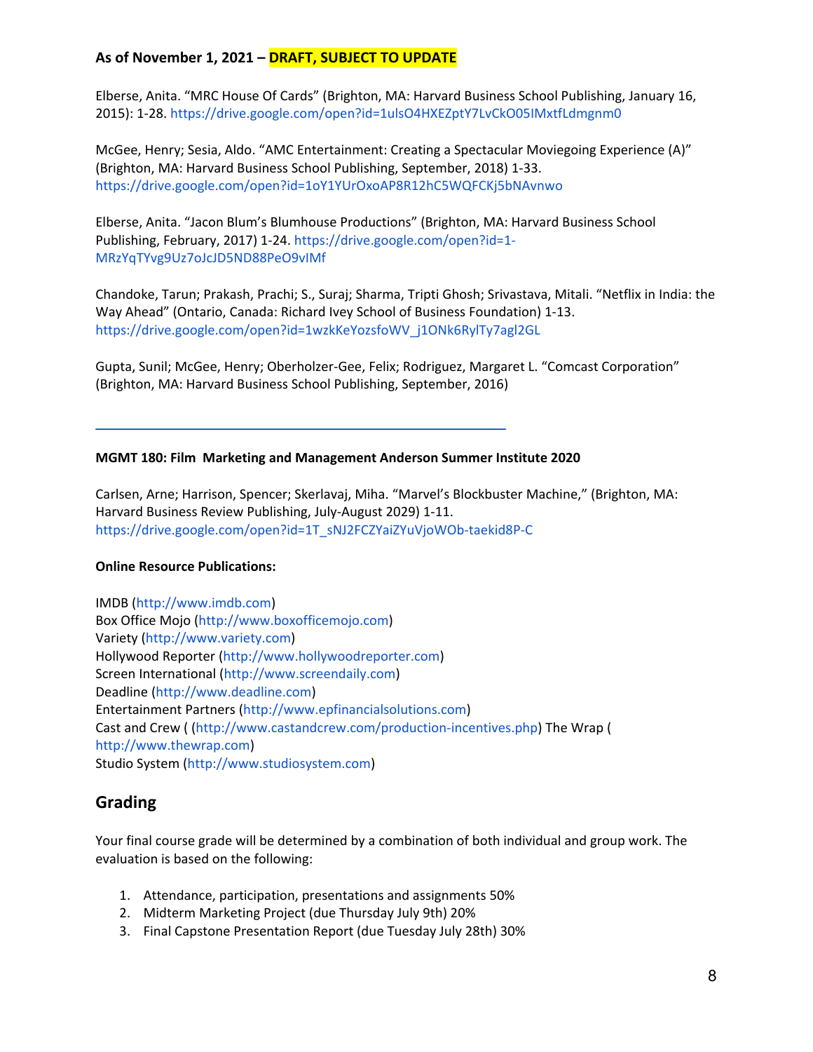**As of November 1, 2021 – DRAFT, SUBJECT TO UPDATE**

Elberse, Anita. "MRC House Of Cards" (Brighton, MA: Harvard Business School Publishing, January 16, 2015): 1-28. https://drive.google.com/open?id=1ulsO4HXEZptY7LvCkO05IMxtfLdmgnm0

McGee, Henry; Sesia, Aldo. "AMC Entertainment: Creating a Spectacular Moviegoing Experience (A)" (Brighton, MA: Harvard Business School Publishing, September, 2018) 1-33. https://drive.google.com/open?id=1oY1YUrOxoAP8R12hC5WQFCKj5bNAvnwo

Elberse, Anita. "Jacon Blum's Blumhouse Productions" (Brighton, MA: Harvard Business School Publishing, February, 2017) 1-24. https://drive.google.com/open?id=1-MRzYqTYvg9Uz7oJcJD5ND88PeO9vIMf

Chandoke, Tarun; Prakash, Prachi; S., Suraj; Sharma, Tripti Ghosh; Srivastava, Mitali. "Netflix in India: the Way Ahead" (Ontario, Canada: Richard Ivey School of Business Foundation) 1-13. https://drive.google.com/open?id=1wzkKeYozsfoWV_j1ONk6RylTy7agl2GL

Gupta, Sunil; McGee, Henry; Oberholzer-Gee, Felix; Rodriguez, Margaret L. "Comcast Corporation" (Brighton, MA: Harvard Business School Publishing, September, 2016)

---

**MGMT 180: Film Marketing and Management Anderson Summer Institute 2020**

Carlsen, Arne; Harrison, Spencer; Skerlavaj, Miha. "Marvel's Blockbuster Machine," (Brighton, MA: Harvard Business Review Publishing, July-August 2029) 1-11. https://drive.google.com/open?id=1T_sNJ2FCZYaiZYuVjoWOb-taekid8P-C

**Online Resource Publications:**

IMDB (http://www.imdb.com)
Box Office Mojo (http://www.boxofficemojo.com)
Variety (http://www.variety.com)
Hollywood Reporter (http://www.hollywoodreporter.com)
Screen International (http://www.screendaily.com)
Deadline (http://www.deadline.com)
Entertainment Partners (http://www.epfinancialsolutions.com)
Cast and Crew ( (http://www.castandcrew.com/production-incentives.php) The Wrap ( http://www.thewrap.com)
Studio System (http://www.studiosystem.com)

## Grading

Your final course grade will be determined by a combination of both individual and group work. The evaluation is based on the following:

1. Attendance, participation, presentations and assignments 50%
2. Midterm Marketing Project (due Thursday July 9th) 20%
3. Final Capstone Presentation Report (due Tuesday July 28th) 30%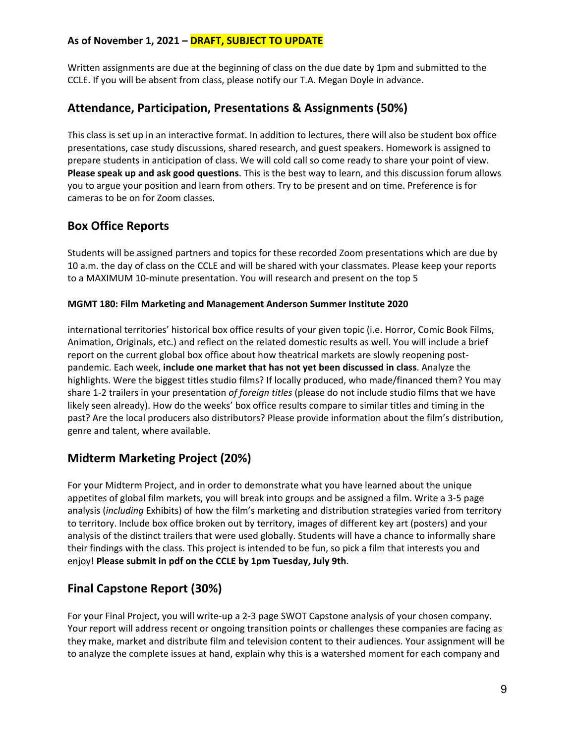**As of November 1, 2021 – DRAFT, SUBJECT TO UPDATE**

Written assignments are due at the beginning of class on the due date by 1pm and submitted to the CCLE. If you will be absent from class, please notify our T.A. Megan Doyle in advance.

## Attendance, Participation, Presentations & Assignments (50%)

This class is set up in an interactive format. In addition to lectures, there will also be student box office presentations, case study discussions, shared research, and guest speakers. Homework is assigned to prepare students in anticipation of class. We will cold call so come ready to share your point of view. **Please speak up and ask good questions**. This is the best way to learn, and this discussion forum allows you to argue your position and learn from others. Try to be present and on time. Preference is for cameras to be on for Zoom classes.

## Box Office Reports

Students will be assigned partners and topics for these recorded Zoom presentations which are due by 10 a.m. the day of class on the CCLE and will be shared with your classmates. Please keep your reports to a MAXIMUM 10-minute presentation. You will research and present on the top 5 international territories' historical box office results of your given topic (i.e. Horror, Comic Book Films, Animation, Originals, etc.) and reflect on the related domestic results as well. You will include a brief report on the current global box office about how theatrical markets are slowly reopening post-pandemic. Each week, **include one market that has not yet been discussed in class**. Analyze the highlights. Were the biggest titles studio films? If locally produced, who made/financed them? You may share 1-2 trailers in your presentation *of foreign titles* (please do not include studio films that we have likely seen already). How do the weeks' box office results compare to similar titles and timing in the past? Are the local producers also distributors? Please provide information about the film's distribution, genre and talent, where available.

## Midterm Marketing Project (20%)

For your Midterm Project, and in order to demonstrate what you have learned about the unique appetites of global film markets, you will break into groups and be assigned a film. Write a 3-5 page analysis (*including* Exhibits) of how the film's marketing and distribution strategies varied from territory to territory. Include box office broken out by territory, images of different key art (posters) and your analysis of the distinct trailers that were used globally. Students will have a chance to informally share their findings with the class. This project is intended to be fun, so pick a film that interests you and enjoy! **Please submit in pdf on the CCLE by 1pm Tuesday, July 9th**.

## Final Capstone Report (30%)

For your Final Project, you will write-up a 2-3 page SWOT Capstone analysis of your chosen company. Your report will address recent or ongoing transition points or challenges these companies are facing as they make, market and distribute film and television content to their audiences. Your assignment will be to analyze the complete issues at hand, explain why this is a watershed moment for each company and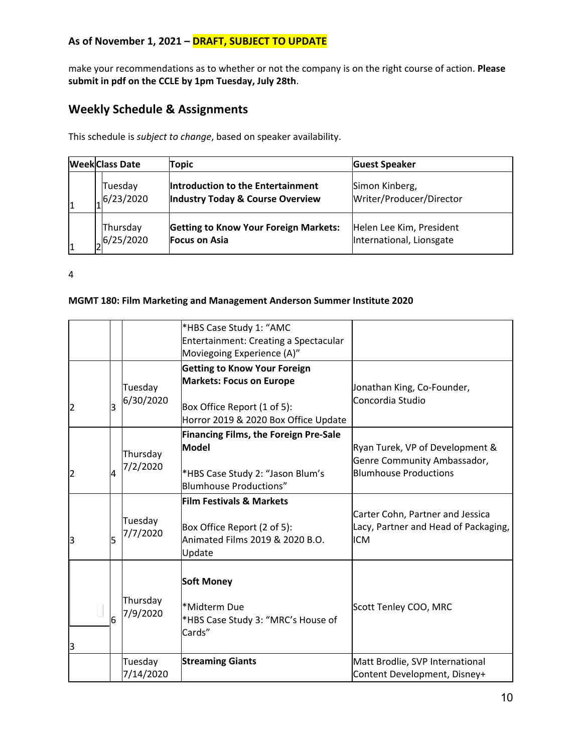**As of November 1, 2021 – DRAFT, SUBJECT TO UPDATE**

make your recommendations as to whether or not the company is on the right course of action. **Please submit in pdf on the CCLE by 1pm Tuesday, July 28th**.

## Weekly Schedule & Assignments

This schedule is *subject to change*, based on speaker availability.

| Week | | Class Date | Topic | Guest Speaker |
|---|---|---|---|---|
| 1 | 1 | Tuesday 6/23/2020 | **Introduction to the Entertainment Industry Today & Course Overview** | Simon Kinberg, Writer/Producer/Director |
| 1 | 2 | Thursday 6/25/2020 | **Getting to Know Your Foreign Markets: Focus on Asia**<br><br>*HBS Case Study 1: "AMC Entertainment: Creating a Spectacular Moviegoing Experience (A)" | Helen Lee Kim, President International, Lionsgate |
| 2 | 3 | Tuesday 6/30/2020 | **Getting to Know Your Foreign Markets: Focus on Europe**<br><br>Box Office Report (1 of 5): Horror 2019 & 2020 Box Office Update | Jonathan King, Co-Founder, Concordia Studio |
| 2 | 4 | Thursday 7/2/2020 | **Financing Films, the Foreign Pre-Sale Model**<br><br>*HBS Case Study 2: "Jason Blum's Blumhouse Productions" | Ryan Turek, VP of Development & Genre Community Ambassador, Blumhouse Productions |
| 3 | 5 | Tuesday 7/7/2020 | **Film Festivals & Markets**<br><br>Box Office Report (2 of 5): Animated Films 2019 & 2020 B.O. Update | Carter Cohn, Partner and Jessica Lacy, Partner and Head of Packaging, ICM |
| 3 | 6 | Thursday 7/9/2020 | **Soft Money**<br><br>*Midterm Due<br>*HBS Case Study 3: "MRC's House of Cards" | Scott Tenley COO, MRC |
| | | Tuesday 7/14/2020 | **Streaming Giants** | Matt Brodlie, SVP International Content Development, Disney+ |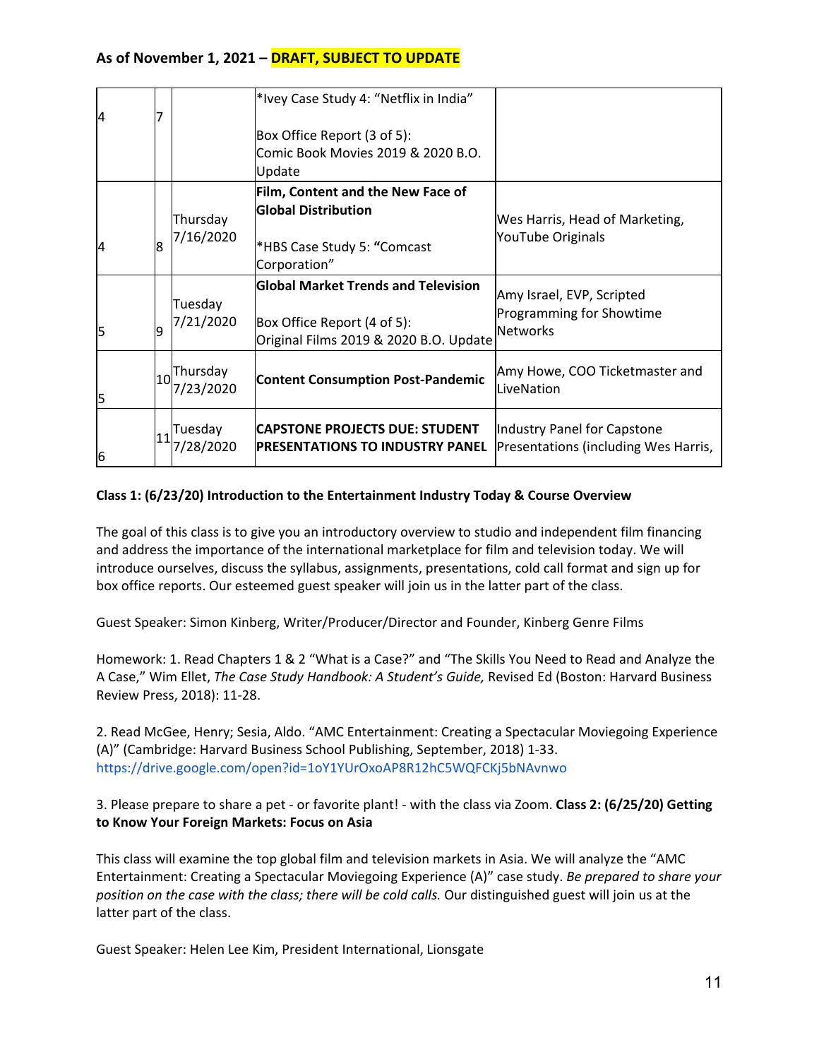**As of November 1, 2021 – DRAFT, SUBJECT TO UPDATE**

| | | | | |
|---|---|---|---|---|
| 4 | 7 | | *Ivey Case Study 4: "Netflix in India"<br><br>Box Office Report (3 of 5): Comic Book Movies 2019 & 2020 B.O. Update | |
| 4 | 8 | Thursday 7/16/2020 | **Film, Content and the New Face of Global Distribution**<br><br>*HBS Case Study 5: **"**Comcast Corporation" | Wes Harris, Head of Marketing, YouTube Originals |
| 5 | 9 | Tuesday 7/21/2020 | **Global Market Trends and Television**<br><br>Box Office Report (4 of 5): Original Films 2019 & 2020 B.O. Update | Amy Israel, EVP, Scripted Programming for Showtime Networks |
| 5 | 10 | Thursday 7/23/2020 | **Content Consumption Post-Pandemic** | Amy Howe, COO Ticketmaster and LiveNation |
| 6 | 11 | Tuesday 7/28/2020 | **CAPSTONE PROJECTS DUE: STUDENT PRESENTATIONS TO INDUSTRY PANEL** | Industry Panel for Capstone Presentations (including Wes Harris, |

**Class 1: (6/23/20) Introduction to the Entertainment Industry Today & Course Overview**

The goal of this class is to give you an introductory overview to studio and independent film financing and address the importance of the international marketplace for film and television today. We will introduce ourselves, discuss the syllabus, assignments, presentations, cold call format and sign up for box office reports. Our esteemed guest speaker will join us in the latter part of the class.

Guest Speaker: Simon Kinberg, Writer/Producer/Director and Founder, Kinberg Genre Films

Homework: 1. Read Chapters 1 & 2 "What is a Case?" and "The Skills You Need to Read and Analyze the A Case," Wim Ellet, *The Case Study Handbook: A Student's Guide,* Revised Ed (Boston: Harvard Business Review Press, 2018): 11-28.

2. Read McGee, Henry; Sesia, Aldo. "AMC Entertainment: Creating a Spectacular Moviegoing Experience (A)" (Cambridge: Harvard Business School Publishing, September, 2018) 1-33. https://drive.google.com/open?id=1oY1YUrOxoAP8R12hC5WQFCKj5bNAvnwo

3. Please prepare to share a pet - or favorite plant! - with the class via Zoom. **Class 2: (6/25/20) Getting to Know Your Foreign Markets: Focus on Asia**

This class will examine the top global film and television markets in Asia. We will analyze the "AMC Entertainment: Creating a Spectacular Moviegoing Experience (A)" case study. *Be prepared to share your position on the case with the class; there will be cold calls.* Our distinguished guest will join us at the latter part of the class.

Guest Speaker: Helen Lee Kim, President International, Lionsgate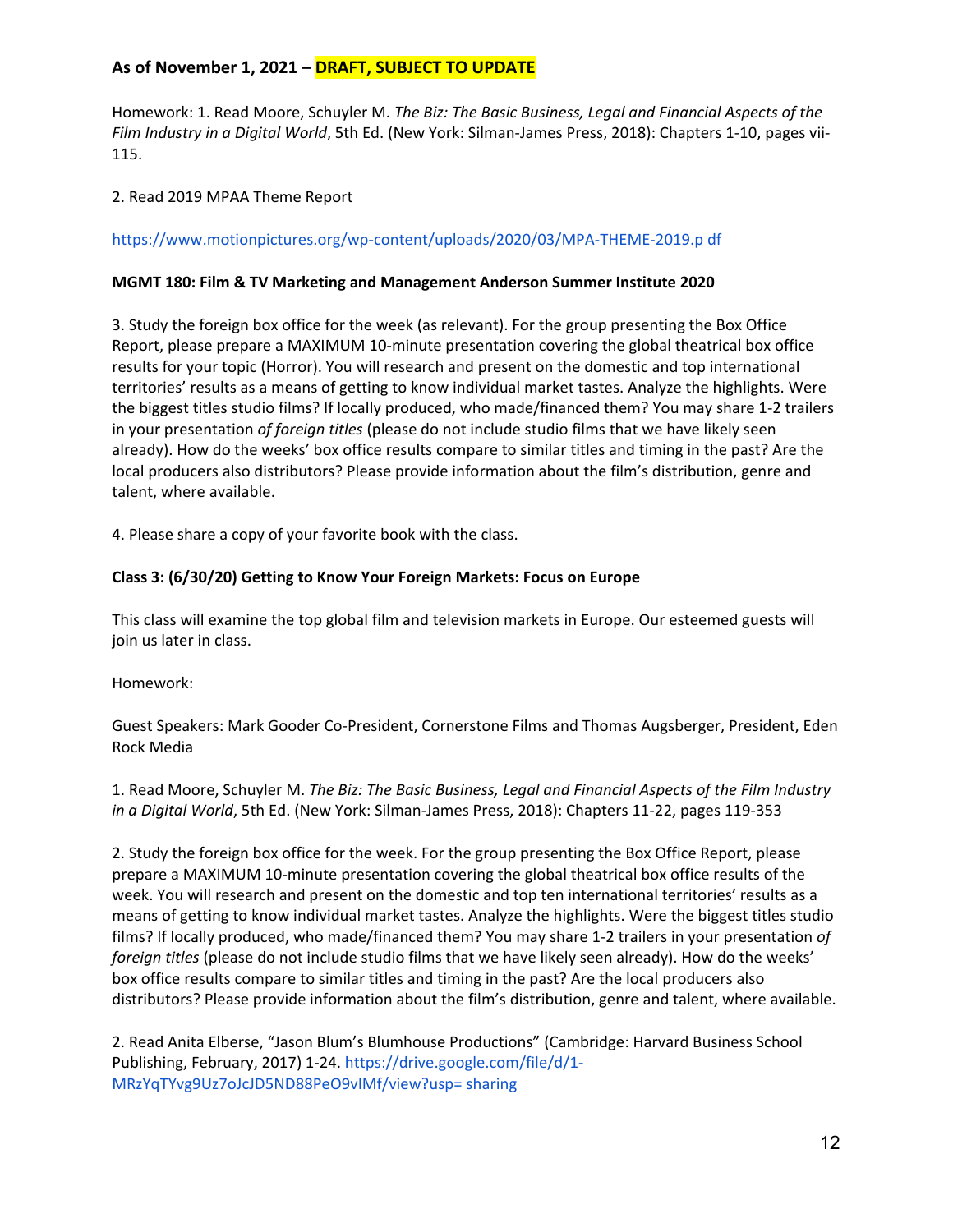**As of November 1, 2021 – DRAFT, SUBJECT TO UPDATE**

Homework: 1. Read Moore, Schuyler M. *The Biz: The Basic Business, Legal and Financial Aspects of the Film Industry in a Digital World*, 5th Ed. (New York: Silman-James Press, 2018): Chapters 1-10, pages vii-115.

2. Read 2019 MPAA Theme Report

https://www.motionpictures.org/wp-content/uploads/2020/03/MPA-THEME-2019.p df

**MGMT 180: Film & TV Marketing and Management Anderson Summer Institute 2020**

3. Study the foreign box office for the week (as relevant). For the group presenting the Box Office Report, please prepare a MAXIMUM 10-minute presentation covering the global theatrical box office results for your topic (Horror). You will research and present on the domestic and top international territories' results as a means of getting to know individual market tastes. Analyze the highlights. Were the biggest titles studio films? If locally produced, who made/financed them? You may share 1-2 trailers in your presentation *of foreign titles* (please do not include studio films that we have likely seen already). How do the weeks' box office results compare to similar titles and timing in the past? Are the local producers also distributors? Please provide information about the film's distribution, genre and talent, where available.

4. Please share a copy of your favorite book with the class.

**Class 3: (6/30/20) Getting to Know Your Foreign Markets: Focus on Europe**

This class will examine the top global film and television markets in Europe. Our esteemed guests will join us later in class.

Homework:

Guest Speakers: Mark Gooder Co-President, Cornerstone Films and Thomas Augsberger, President, Eden Rock Media

1. Read Moore, Schuyler M. *The Biz: The Basic Business, Legal and Financial Aspects of the Film Industry in a Digital World*, 5th Ed. (New York: Silman-James Press, 2018): Chapters 11-22, pages 119-353

2. Study the foreign box office for the week. For the group presenting the Box Office Report, please prepare a MAXIMUM 10-minute presentation covering the global theatrical box office results of the week. You will research and present on the domestic and top ten international territories' results as a means of getting to know individual market tastes. Analyze the highlights. Were the biggest titles studio films? If locally produced, who made/financed them? You may share 1-2 trailers in your presentation *of foreign titles* (please do not include studio films that we have likely seen already). How do the weeks' box office results compare to similar titles and timing in the past? Are the local producers also distributors? Please provide information about the film's distribution, genre and talent, where available.

2. Read Anita Elberse, "Jason Blum's Blumhouse Productions" (Cambridge: Harvard Business School Publishing, February, 2017) 1-24. https://drive.google.com/file/d/1-MRzYqTYvg9Uz7oJcJD5ND88PeO9vIMf/view?usp= sharing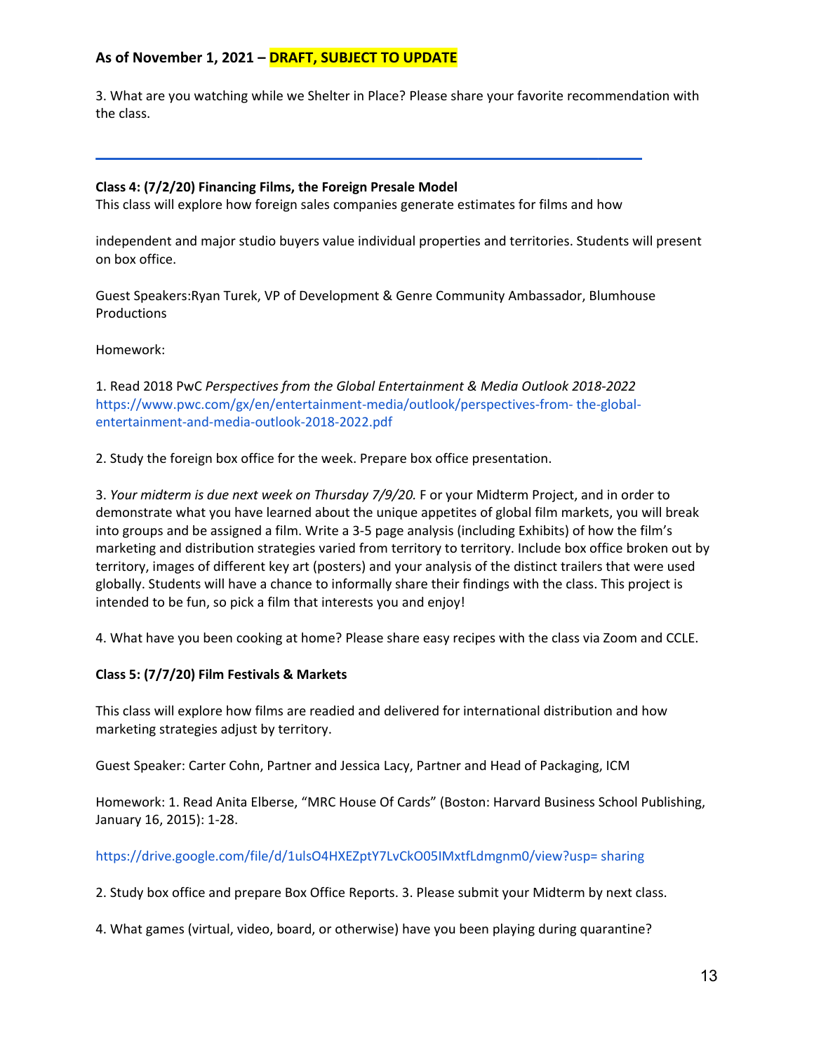**As of November 1, 2021 – DRAFT, SUBJECT TO UPDATE**

3. What are you watching while we Shelter in Place? Please share your favorite recommendation with the class.

---

**Class 4: (7/2/20) Financing Films, the Foreign Presale Model**

This class will explore how foreign sales companies generate estimates for films and how

independent and major studio buyers value individual properties and territories. Students will present on box office.

Guest Speakers:Ryan Turek, VP of Development & Genre Community Ambassador, Blumhouse Productions

Homework:

1. Read 2018 PwC *Perspectives from the Global Entertainment & Media Outlook 2018-2022* https://www.pwc.com/gx/en/entertainment-media/outlook/perspectives-from- the-global-entertainment-and-media-outlook-2018-2022.pdf

2. Study the foreign box office for the week. Prepare box office presentation.

3. *Your midterm is due next week on Thursday 7/9/20.* F or your Midterm Project, and in order to demonstrate what you have learned about the unique appetites of global film markets, you will break into groups and be assigned a film. Write a 3-5 page analysis (including Exhibits) of how the film's marketing and distribution strategies varied from territory to territory. Include box office broken out by territory, images of different key art (posters) and your analysis of the distinct trailers that were used globally. Students will have a chance to informally share their findings with the class. This project is intended to be fun, so pick a film that interests you and enjoy!

4. What have you been cooking at home? Please share easy recipes with the class via Zoom and CCLE.

**Class 5: (7/7/20) Film Festivals & Markets**

This class will explore how films are readied and delivered for international distribution and how marketing strategies adjust by territory.

Guest Speaker: Carter Cohn, Partner and Jessica Lacy, Partner and Head of Packaging, ICM

Homework: 1. Read Anita Elberse, "MRC House Of Cards" (Boston: Harvard Business School Publishing, January 16, 2015): 1-28.

https://drive.google.com/file/d/1ulsO4HXEZptY7LvCkO05IMxtfLdmgnm0/view?usp= sharing

2. Study box office and prepare Box Office Reports. 3. Please submit your Midterm by next class.

4. What games (virtual, video, board, or otherwise) have you been playing during quarantine?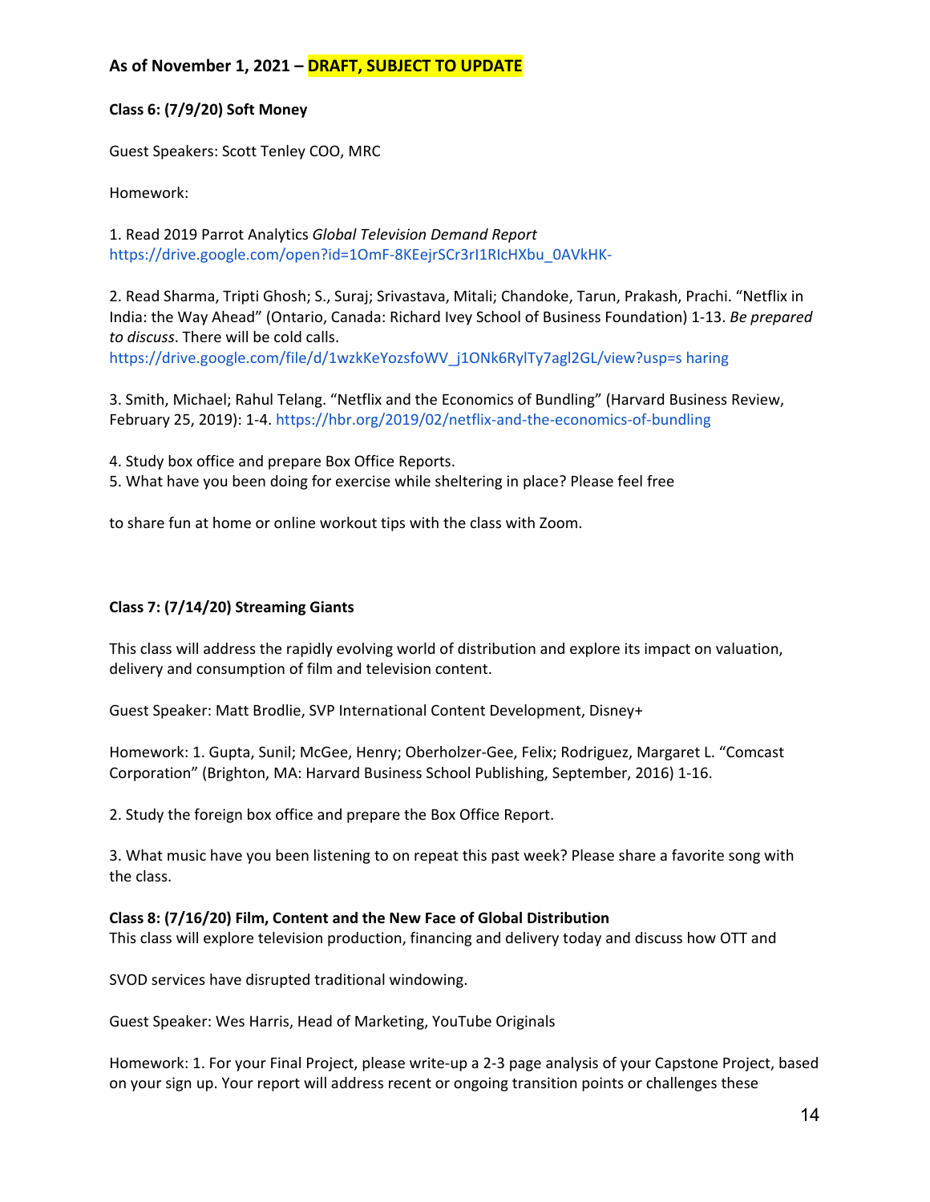**As of November 1, 2021 – DRAFT, SUBJECT TO UPDATE**

**Class 6: (7/9/20) Soft Money**

Guest Speakers: Scott Tenley COO, MRC

Homework:

1. Read 2019 Parrot Analytics *Global Television Demand Report* https://drive.google.com/open?id=1OmF-8KEejrSCr3rI1RIcHXbu_0AVkHK-

2. Read Sharma, Tripti Ghosh; S., Suraj; Srivastava, Mitali; Chandoke, Tarun, Prakash, Prachi. "Netflix in India: the Way Ahead" (Ontario, Canada: Richard Ivey School of Business Foundation) 1-13. *Be prepared to discuss*. There will be cold calls. https://drive.google.com/file/d/1wzkKeYozsfoWV_j1ONk6RylTy7agl2GL/view?usp=s haring

3. Smith, Michael; Rahul Telang. "Netflix and the Economics of Bundling" (Harvard Business Review, February 25, 2019): 1-4. https://hbr.org/2019/02/netflix-and-the-economics-of-bundling

4. Study box office and prepare Box Office Reports.
5. What have you been doing for exercise while sheltering in place? Please feel free

to share fun at home or online workout tips with the class with Zoom.

**Class 7: (7/14/20) Streaming Giants**

This class will address the rapidly evolving world of distribution and explore its impact on valuation, delivery and consumption of film and television content.

Guest Speaker: Matt Brodlie, SVP International Content Development, Disney+

Homework: 1. Gupta, Sunil; McGee, Henry; Oberholzer-Gee, Felix; Rodriguez, Margaret L. "Comcast Corporation" (Brighton, MA: Harvard Business School Publishing, September, 2016) 1-16.

2. Study the foreign box office and prepare the Box Office Report.

3. What music have you been listening to on repeat this past week? Please share a favorite song with the class.

**Class 8: (7/16/20) Film, Content and the New Face of Global Distribution**
This class will explore television production, financing and delivery today and discuss how OTT and

SVOD services have disrupted traditional windowing.

Guest Speaker: Wes Harris, Head of Marketing, YouTube Originals

Homework: 1. For your Final Project, please write-up a 2-3 page analysis of your Capstone Project, based on your sign up. Your report will address recent or ongoing transition points or challenges these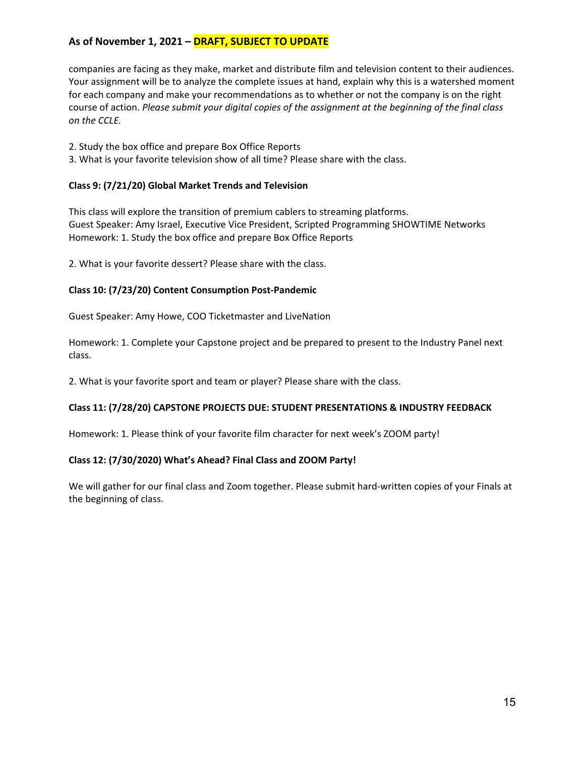companies are facing as they make, market and distribute film and television content to their audiences. Your assignment will be to analyze the complete issues at hand, explain why this is a watershed moment for each company and make your recommendations as to whether or not the company is on the right course of action. *Please submit your digital copies of the assignment at the beginning of the final class on the CCLE.*

2. Study the box office and prepare Box Office Reports
3. What is your favorite television show of all time? Please share with the class.

**Class 9: (7/21/20) Global Market Trends and Television**

This class will explore the transition of premium cablers to streaming platforms.
Guest Speaker: Amy Israel, Executive Vice President, Scripted Programming SHOWTIME Networks
Homework: 1. Study the box office and prepare Box Office Reports

2. What is your favorite dessert? Please share with the class.

**Class 10: (7/23/20) Content Consumption Post-Pandemic**

Guest Speaker: Amy Howe, COO Ticketmaster and LiveNation

Homework: 1. Complete your Capstone project and be prepared to present to the Industry Panel next class.

2. What is your favorite sport and team or player? Please share with the class.

**Class 11: (7/28/20) CAPSTONE PROJECTS DUE: STUDENT PRESENTATIONS & INDUSTRY FEEDBACK**

Homework: 1. Please think of your favorite film character for next week's ZOOM party!

**Class 12: (7/30/2020) What's Ahead? Final Class and ZOOM Party!**

We will gather for our final class and Zoom together. Please submit hard-written copies of your Finals at the beginning of class.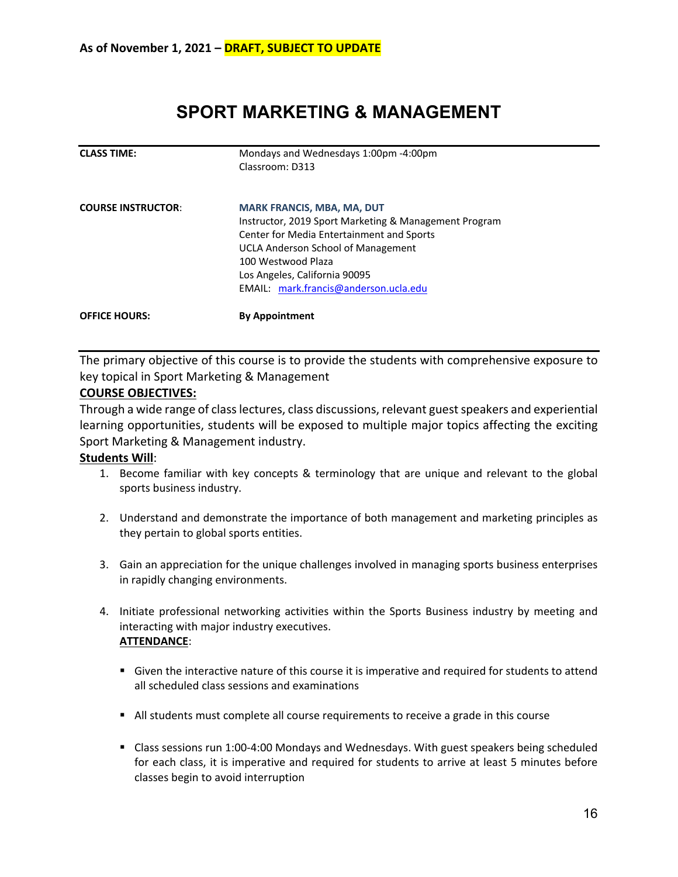**As of November 1, 2021 – DRAFT, SUBJECT TO UPDATE**

# SPORT MARKETING & MANAGEMENT

| | |
|---|---|
| **CLASS TIME:** | Mondays and Wednesdays 1:00pm -4:00pm<br>Classroom: D313 |
| **COURSE INSTRUCTOR**: | **MARK FRANCIS, MBA, MA, DUT**<br>Instructor, 2019 Sport Marketing & Management Program<br>Center for Media Entertainment and Sports<br>UCLA Anderson School of Management<br>100 Westwood Plaza<br>Los Angeles, California 90095<br>EMAIL: mark.francis@anderson.ucla.edu |
| **OFFICE HOURS:** | **By Appointment** |

The primary objective of this course is to provide the students with comprehensive exposure to key topical in Sport Marketing & Management

**COURSE OBJECTIVES:**

Through a wide range of class lectures, class discussions, relevant guest speakers and experiential learning opportunities, students will be exposed to multiple major topics affecting the exciting Sport Marketing & Management industry.

**Students Will**:

1. Become familiar with key concepts & terminology that are unique and relevant to the global sports business industry.

2. Understand and demonstrate the importance of both management and marketing principles as they pertain to global sports entities.

3. Gain an appreciation for the unique challenges involved in managing sports business enterprises in rapidly changing environments.

4. Initiate professional networking activities within the Sports Business industry by meeting and interacting with major industry executives.

**ATTENDANCE**:

- Given the interactive nature of this course it is imperative and required for students to attend all scheduled class sessions and examinations

- All students must complete all course requirements to receive a grade in this course

- Class sessions run 1:00-4:00 Mondays and Wednesdays. With guest speakers being scheduled for each class, it is imperative and required for students to arrive at least 5 minutes before classes begin to avoid interruption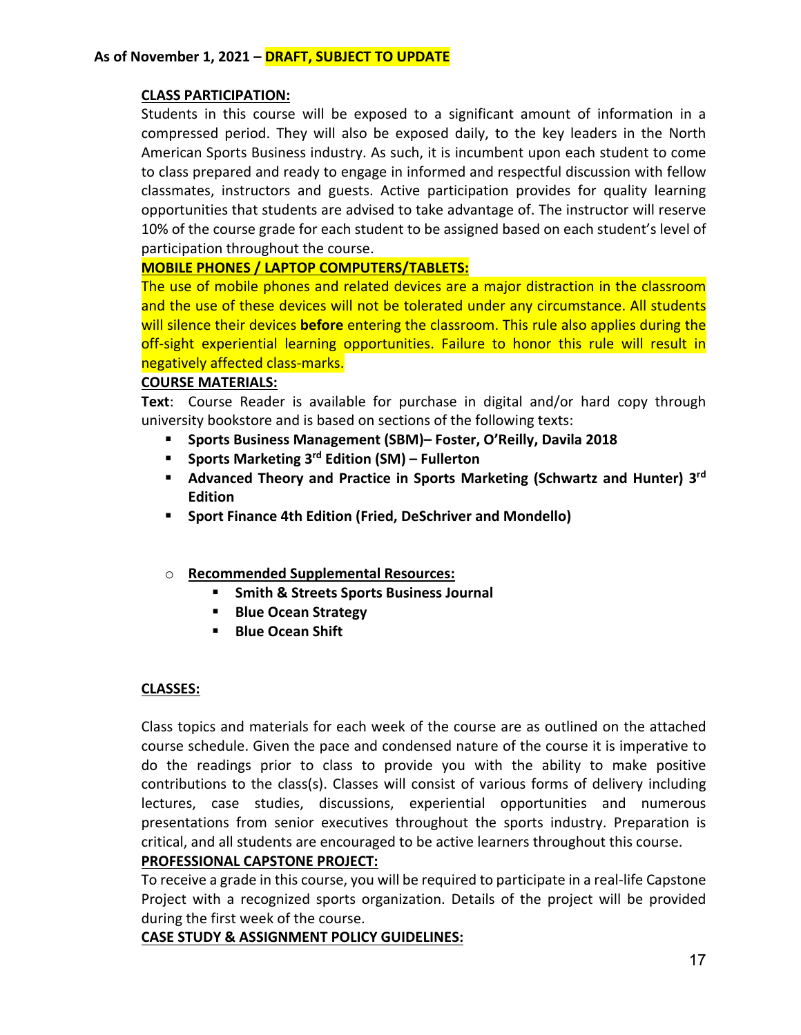**As of November 1, 2021 – DRAFT, SUBJECT TO UPDATE**

**CLASS PARTICIPATION:**

Students in this course will be exposed to a significant amount of information in a compressed period. They will also be exposed daily, to the key leaders in the North American Sports Business industry. As such, it is incumbent upon each student to come to class prepared and ready to engage in informed and respectful discussion with fellow classmates, instructors and guests. Active participation provides for quality learning opportunities that students are advised to take advantage of. The instructor will reserve 10% of the course grade for each student to be assigned based on each student's level of participation throughout the course.

**MOBILE PHONES / LAPTOP COMPUTERS/TABLETS:**

The use of mobile phones and related devices are a major distraction in the classroom and the use of these devices will not be tolerated under any circumstance. All students will silence their devices **before** entering the classroom. This rule also applies during the off-sight experiential learning opportunities. Failure to honor this rule will result in negatively affected class-marks.

**COURSE MATERIALS:**

**Text**: Course Reader is available for purchase in digital and/or hard copy through university bookstore and is based on sections of the following texts:

- **Sports Business Management (SBM)– Foster, O'Reilly, Davila 2018**
- **Sports Marketing 3rd Edition (SM) – Fullerton**
- **Advanced Theory and Practice in Sports Marketing (Schwartz and Hunter) 3rd Edition**
- **Sport Finance 4th Edition (Fried, DeSchriver and Mondello)**

- **Recommended Supplemental Resources:**
  - **Smith & Streets Sports Business Journal**
  - **Blue Ocean Strategy**
  - **Blue Ocean Shift**

**CLASSES:**

Class topics and materials for each week of the course are as outlined on the attached course schedule. Given the pace and condensed nature of the course it is imperative to do the readings prior to class to provide you with the ability to make positive contributions to the class(s). Classes will consist of various forms of delivery including lectures, case studies, discussions, experiential opportunities and numerous presentations from senior executives throughout the sports industry. Preparation is critical, and all students are encouraged to be active learners throughout this course.

**PROFESSIONAL CAPSTONE PROJECT:**

To receive a grade in this course, you will be required to participate in a real-life Capstone Project with a recognized sports organization. Details of the project will be provided during the first week of the course.

**CASE STUDY & ASSIGNMENT POLICY GUIDELINES:**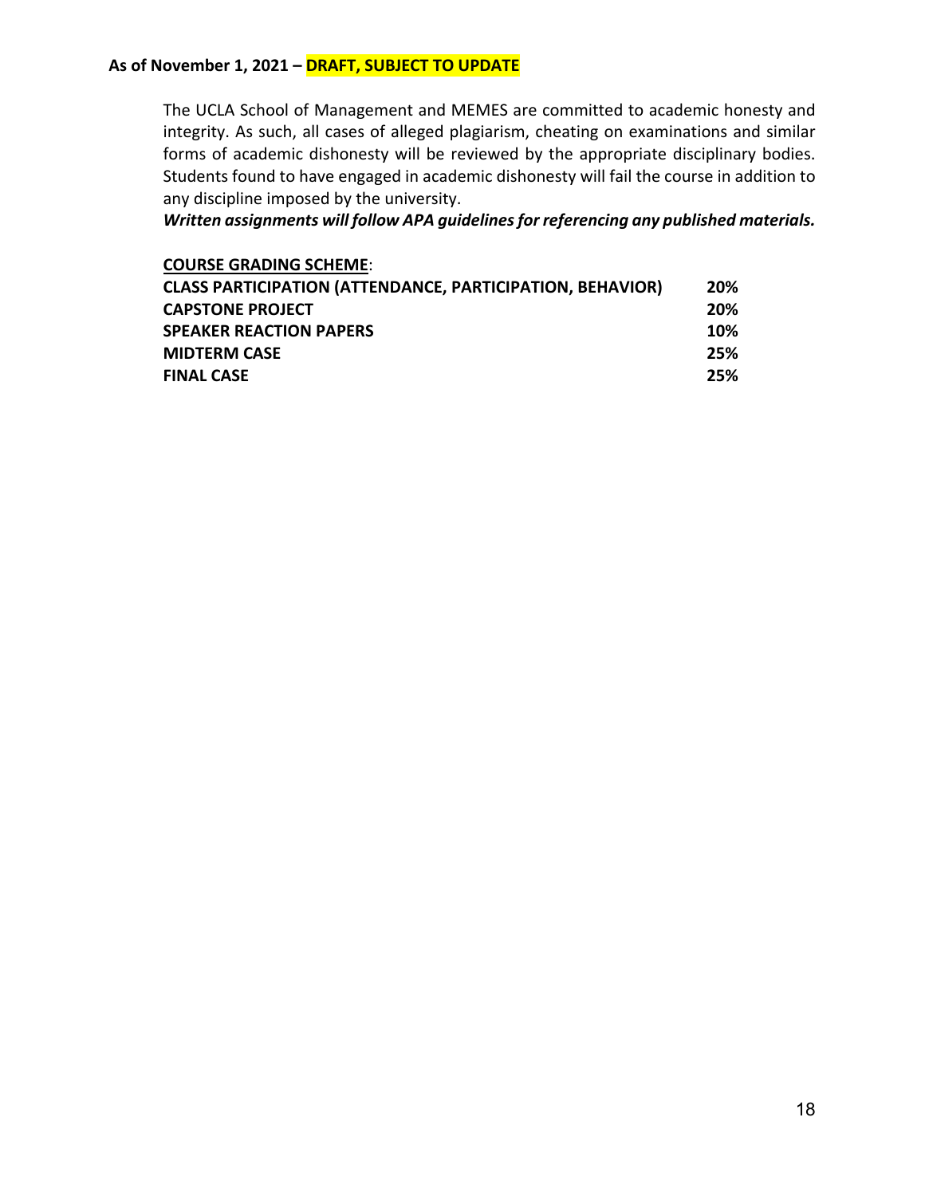**As of November 1, 2021 – DRAFT, SUBJECT TO UPDATE**

The UCLA School of Management and MEMES are committed to academic honesty and integrity. As such, all cases of alleged plagiarism, cheating on examinations and similar forms of academic dishonesty will be reviewed by the appropriate disciplinary bodies. Students found to have engaged in academic dishonesty will fail the course in addition to any discipline imposed by the university.

***Written assignments will follow APA guidelines for referencing any published materials.***

**COURSE GRADING SCHEME**:

| | |
|---|---|
| **CLASS PARTICIPATION (ATTENDANCE, PARTICIPATION, BEHAVIOR)** | **20%** |
| **CAPSTONE PROJECT** | **20%** |
| **SPEAKER REACTION PAPERS** | **10%** |
| **MIDTERM CASE** | **25%** |
| **FINAL CASE** | **25%** |